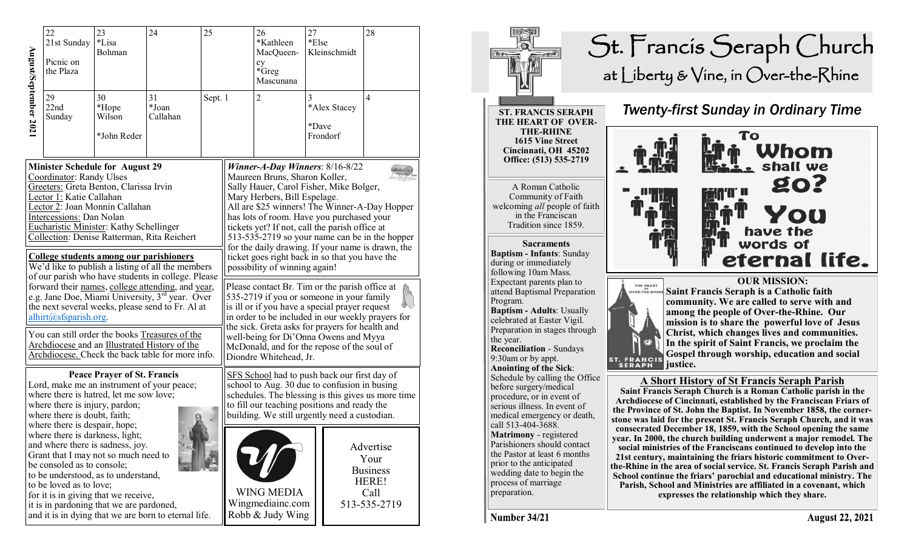**August/September 2021**

| 22 | 23 | 24 | 25 | 26 | 27 | 28 |
|---|---|---|---|---|---|---|
| 21st Sunday<br><br>Picnic on the Plaza | *Lisa Bohman | | | *Kathleen MacQueeney<br>*Greg Mascunana | *Else Kleinschmidt | |
| **29** | **30** | **31** | **Sept. 1** | **2** | **3** | **4** |
| 22nd Sunday | *Hope Wilson<br><br>*John Reder | *Joan Callahan | | | *Alex Stacey<br><br>*Dave Frondorf | |

**Minister Schedule for August 29**
Coordinator: Randy Ulses
Greeters: Greta Benton, Clarissa Irvin
Lector 1: Katie Callahan
Lector 2: Joan Monnin Callahan
Intercessions: Dan Nolan
Eucharistic Minister: Kathy Schellinger
Collection: Denise Ratterman, Rita Reichert

**College students among our parishioners**
We'd like to publish a listing of all the members of our parish who have students in college. Please forward their names, college attending, and year, e.g. Jane Doe, Miami University, 3rd year. Over the next several weeks, please send to Fr. Al at alhirt@sfsparish.org.

You can still order the books Treasures of the Archdiocese and an Illustrated History of the Archdiocese. Check the back table for more info.

**Peace Prayer of St. Francis**
Lord, make me an instrument of your peace;
where there is hatred, let me sow love;
where there is injury, pardon;
where there is doubt, faith;
where there is despair, hope;
where there is darkness, light;
and where there is sadness, joy.
Grant that I may not so much need to be consoled as to console;
to be understood, as to understand,
to be loved as to love;
for it is in giving that we receive,
it is in pardoning that we are pardoned,
and it is in dying that we are born to eternal life.

***Winner-A-Day Winners***: 8/16-8/22
Maureen Bruns, Sharon Koller,
Sally Hauer, Carol Fisher, Mike Bolger,
Mary Herbers, Bill Espelage.
All are $25 winners! The Winner-A-Day Hopper has lots of room. Have you purchased your tickets yet? If not, call the parish office at 513-535-2719 so your name can be in the hopper for the daily drawing. If your name is drawn, the ticket goes right back in so that you have the possibility of winning again!

Please contact Br. Tim or the parish office at 535-2719 if you or someone in your family is ill or if you have a special prayer request in order to be included in our weekly prayers for the sick. Greta asks for prayers for health and well-being for Di'Onna Owens and Myya McDonald, and for the repose of the soul of Diondre Whitehead, Jr.

SFS School had to push back our first day of school to Aug. 30 due to confusion in busing schedules. The blessing is this gives us more time to fill our teaching positions and ready the building. We still urgently need a custodian.

WING MEDIA
Wingmediainc.com
Robb & Judy Wing

Advertise Your Business HERE!
Call 513-535-2719

# St. Francis Seraph Church
## at Liberty & Vine, in Over-the-Rhine

**ST. FRANCIS SERAPH THE HEART OF OVER-THE-RHINE**
**1615 Vine Street**
**Cincinnati, OH 45202**
**Office: (513) 535-2719**

A Roman Catholic Community of Faith welcoming *all* people of faith in the Franciscan Tradition since 1859.

**Sacraments**
**Baptism - Infants**: Sunday during or immediately following 10am Mass. Expectant parents plan to attend Baptismal Preparation Program.
**Baptism - Adults**: Usually celebrated at Easter Vigil. Preparation in stages through the year.
**Reconciliation** - Sundays 9:30am or by appt.
**Anointing of the Sick**: Schedule by calling the Office before surgery/medical procedure, or in event of serious illness. In event of medical emergency or death, call 513-404-3688.
**Matrimony** - registered Parishioners should contact the Pastor at least 6 months prior to the anticipated wedding date to begin the process of marriage preparation.

## *Twenty-first Sunday in Ordinary Time*

To Whom shall we go? You have the words of eternal life.

**OUR MISSION:**
**Saint Francis Seraph is a Catholic faith community. We are called to serve with and among the people of Over-the-Rhine. Our mission is to share the powerful love of Jesus Christ, which changes lives and communities. In the spirit of Saint Francis, we proclaim the Gospel through worship, education and social justice.**

**A Short History of St Francis Seraph Parish**
**Saint Francis Seraph Church is a Roman Catholic parish in the Archdiocese of Cincinnati, established by the Franciscan Friars of the Province of St. John the Baptist. In November 1858, the cornerstone was laid for the present St. Francis Seraph Church, and it was consecrated December 18, 1859, with the School opening the same year. In 2000, the church building underwent a major remodel. The social ministries of the Franciscans continued to develop into the 21st century, maintaining the friars historic commitment to Over-the-Rhine in the area of social service. St. Francis Seraph Parish and School continue the friars' parochial and educational ministry. The Parish, School and Ministries are affiliated in a covenant, which expresses the relationship which they share.**

**Number 34/21** **August 22, 2021**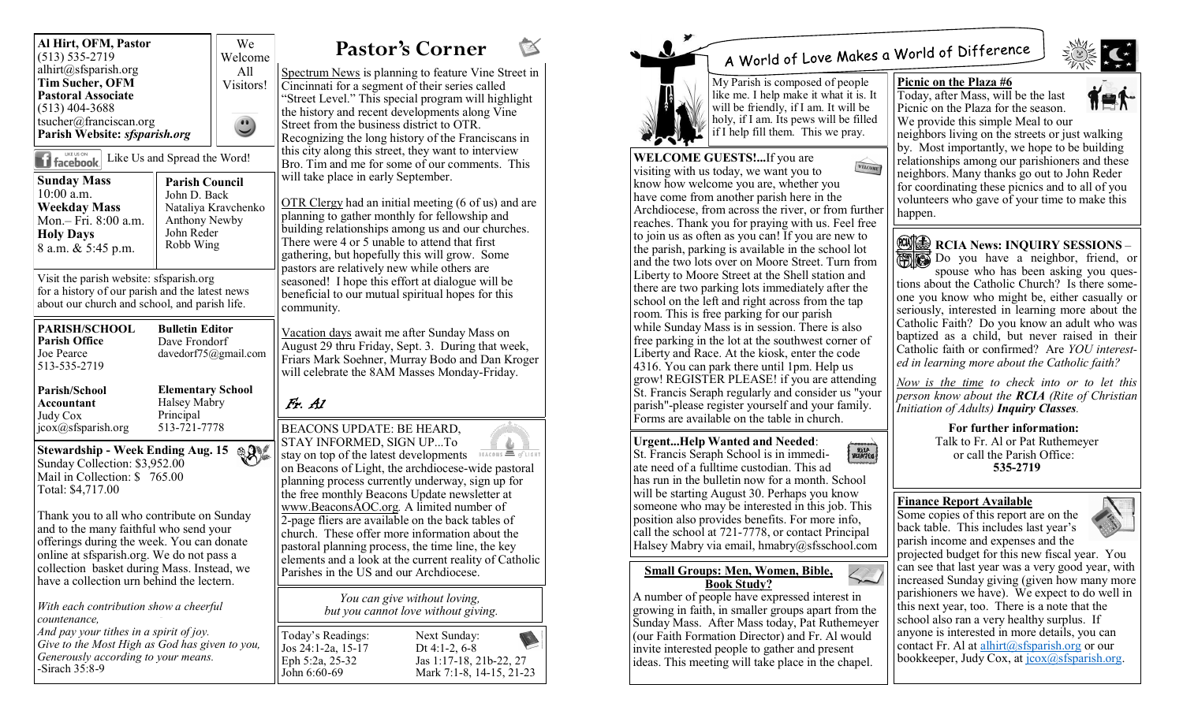**Al Hirt, OFM, Pastor**
(513) 535-2719
alhirt@sfsparish.org
**Tim Sucher, OFM**
**Pastoral Associate**
(513) 404-3688
tsucher@franciscan.org
**Parish Website: *sfsparish.org***

We Welcome All Visitors!

Like Us and Spread the Word!

**Sunday Mass**
10:00 a.m.
**Weekday Mass**
Mon.– Fri. 8:00 a.m.
**Holy Days**
8 a.m. & 5:45 p.m.

**Parish Council**
John D. Back
Nataliya Kravchenko
Anthony Newby
John Reder
Robb Wing

Visit the parish website: sfsparish.org for a history of our parish and the latest news about our church and school, and parish life.

**PARISH/SCHOOL**
**Parish Office**
Joe Pearce
513-535-2719

**Bulletin Editor**
Dave Frondorf
davedorf75@gmail.com

**Parish/School Accountant**
Judy Cox
jcox@sfsparish.org

**Elementary School**
Halsey Mabry
Principal
513-721-7778

**Stewardship - Week Ending Aug. 15**
Sunday Collection: $3,952.00
Mail in Collection: $ 765.00
Total: $4,717.00

Thank you to all who contribute on Sunday and to the many faithful who send your offerings during the week. You can donate online at sfsparish.org. We do not pass a collection basket during Mass. Instead, we have a collection urn behind the lectern.

*With each contribution show a cheerful countenance,*
*And pay your tithes in a spirit of joy.*
*Give to the Most High as God has given to you,*
*Generously according to your means.*
-Sirach 35:8-9

# Pastor's Corner

Spectrum News is planning to feature Vine Street in Cincinnati for a segment of their series called "Street Level." This special program will highlight the history and recent developments along Vine Street from the business district to OTR. Recognizing the long history of the Franciscans in this city along this street, they want to interview Bro. Tim and me for some of our comments. This will take place in early September.

OTR Clergy had an initial meeting (6 of us) and are planning to gather monthly for fellowship and building relationships among us and our churches. There were 4 or 5 unable to attend that first gathering, but hopefully this will grow. Some pastors are relatively new while others are seasoned! I hope this effort at dialogue will be beneficial to our mutual spiritual hopes for this community.

Vacation days await me after Sunday Mass on August 29 thru Friday, Sept. 3. During that week, Friars Mark Soehner, Murray Bodo and Dan Kroger will celebrate the 8AM Masses Monday-Friday.

*Fr. Al*

BEACONS UPDATE: BE HEARD, STAY INFORMED, SIGN UP...To stay on top of the latest developments on Beacons of Light, the archdiocese-wide pastoral planning process currently underway, sign up for the free monthly Beacons Update newsletter at www.BeaconsAOC.org. A limited number of 2-page fliers are available on the back tables of church. These offer more information about the pastoral planning process, the time line, the key elements and a look at the current reality of Catholic Parishes in the US and our Archdiocese.

*You can give without loving, but you cannot love without giving.*

Today's Readings:
Jos 24:1-2a, 15-17
Eph 5:2a, 25-32
John 6:60-69

Next Sunday:
Dt 4:1-2, 6-8
Jas 1:17-18, 21b-22, 27
Mark 7:1-8, 14-15, 21-23

## A World of Love Makes a World of Difference

My Parish is composed of people like me. I help make it what it is. It will be friendly, if I am. It will be holy, if I am. Its pews will be filled if I help fill them. This we pray.

**WELCOME GUESTS!...**If you are visiting with us today, we want you to know how welcome you are, whether you have come from another parish here in the Archdiocese, from across the river, or from further reaches. Thank you for praying with us. Feel free to join us as often as you can! If you are new to the parish, parking is available in the school lot and the two lots over on Moore Street. Turn from Liberty to Moore Street at the Shell station and there are two parking lots immediately after the school on the left and right across from the tap room. This is free parking for our parish while Sunday Mass is in session. There is also free parking in the lot at the southwest corner of Liberty and Race. At the kiosk, enter the code 4316. You can park there until 1pm. Help us grow! REGISTER PLEASE! if you are attending St. Francis Seraph regularly and consider us "your parish"-please register yourself and your family. Forms are available on the table in church.

**Urgent...Help Wanted and Needed**:
St. Francis Seraph School is in immediate need of a fulltime custodian. This ad has run in the bulletin now for a month. School will be starting August 30. Perhaps you know someone who may be interested in this job. This position also provides benefits. For more info, call the school at 721-7778, or contact Principal Halsey Mabry via email, hmabry@sfsschool.com

**Small Groups: Men, Women, Bible, Book Study?**
A number of people have expressed interest in growing in faith, in smaller groups apart from the Sunday Mass. After Mass today, Pat Ruthemeyer (our Faith Formation Director) and Fr. Al would invite interested people to gather and present ideas. This meeting will take place in the chapel.

**Picnic on the Plaza #6**
Today, after Mass, will be the last Picnic on the Plaza for the season. We provide this simple Meal to our neighbors living on the streets or just walking by. Most importantly, we hope to be building relationships among our parishioners and these neighbors. Many thanks go out to John Reder for coordinating these picnics and to all of you volunteers who gave of your time to make this happen.

**RCIA News: INQUIRY SESSIONS** – Do you have a neighbor, friend, or spouse who has been asking you questions about the Catholic Church? Is there someone you know who might be, either casually or seriously, interested in learning more about the Catholic Faith? Do you know an adult who was baptized as a child, but never raised in their Catholic faith or confirmed? Are *YOU interested in learning more about the Catholic faith?*

*Now is the time to check into or to let this person know about the **RCIA** (Rite of Christian Initiation of Adults) **Inquiry Classes**.*

**For further information:**
Talk to Fr. Al or Pat Ruthemeyer
or call the Parish Office:
**535-2719**

**Finance Report Available**
Some copies of this report are on the back table. This includes last year's parish income and expenses and the projected budget for this new fiscal year. You can see that last year was a very good year, with increased Sunday giving (given how many more parishioners we have). We expect to do well in this next year, too. There is a note that the school also ran a very healthy surplus. If anyone is interested in more details, you can contact Fr. Al at alhirt@sfsparish.org or our bookkeeper, Judy Cox, at jcox@sfsparish.org.